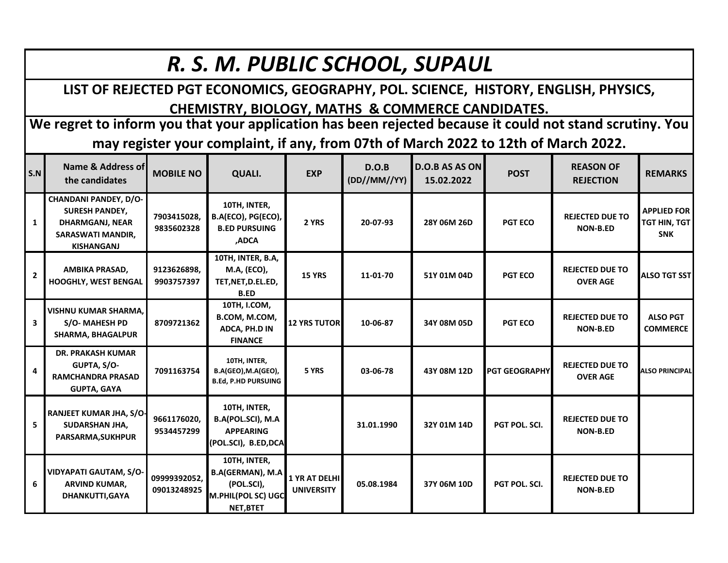# *R. S. M. PUBLIC SCHOOL, SUPAUL*

## LIST OF REJECTED PGT ECONOMICS, GEOGRAPHY, POL. SCIENCE, HISTORY, ENGLISH, PHYSICS, CHEMISTRY, BIOLOGY, MATHS & COMMERCE CANDIDATES.

**We regret to inform you that your application has been rejected because it could not stand scrutiny. You may register your complaint, if any, from 07th of March 2022 to 12th of March 2022.**

| S.N | Name & Address of the candidates | MOBILE NO | QUALI. | EXP | D.O.B (DD//MM//YY) | D.O.B AS AS ON 15.02.2022 | POST | REASON OF REJECTION | REMARKS |
|---|---|---|---|---|---|---|---|---|---|
| 1 | CHANDANI PANDEY, D/O- SURESH PANDEY, DHARMGANJ, NEAR SARASWATI MANDIR, KISHANGANJ | 7903415028, 9835602328 | 10TH, INTER, B.A(ECO), PG(ECO), B.ED PURSUING ,ADCA | 2 YRS | 20-07-93 | 28Y 06M 26D | PGT ECO | REJECTED DUE TO NON-B.ED | APPLIED FOR TGT HIN, TGT SNK |
| 2 | AMBIKA PRASAD, HOOGHLY, WEST BENGAL | 9123626898, 9903757397 | 10TH, INTER, B.A, M.A, (ECO), TET,NET,D.EL.ED, B.ED | 15 YRS | 11-01-70 | 51Y 01M 04D | PGT ECO | REJECTED DUE TO OVER AGE | ALSO TGT SST |
| 3 | VISHNU KUMAR SHARMA, S/O- MAHESH PD SHARMA, BHAGALPUR | 8709721362 | 10TH, I.COM, B.COM, M.COM, ADCA, PH.D IN FINANCE | 12 YRS TUTOR | 10-06-87 | 34Y 08M 05D | PGT ECO | REJECTED DUE TO NON-B.ED | ALSO PGT COMMERCE |
| 4 | DR. PRAKASH KUMAR GUPTA, S/O- RAMCHANDRA PRASAD GUPTA, GAYA | 7091163754 | 10TH, INTER, B.A(GEO),M.A(GEO), B.Ed, P.HD PURSUING | 5 YRS | 03-06-78 | 43Y 08M 12D | PGT GEOGRAPHY | REJECTED DUE TO OVER AGE | ALSO PRINCIPAL |
| 5 | RANJEET KUMAR JHA, S/O- SUDARSHAN JHA, PARSARMA,SUKHPUR | 9661176020, 9534457299 | 10TH, INTER, B.A(POL.SCI), M.A APPEARING (POL.SCI), B.ED,DCA | | 31.01.1990 | 32Y 01M 14D | PGT POL. SCI. | REJECTED DUE TO NON-B.ED | |
| 6 | VIDYAPATI GAUTAM, S/O- ARVIND KUMAR, DHANKUTTI,GAYA | 09999392052, 09013248925 | 10TH, INTER, B.A(GERMAN), M.A (POL.SCI), M.PHIL(POL SC) UGC NET,BTET | 1 YR AT DELHI UNIVERSITY | 05.08.1984 | 37Y 06M 10D | PGT POL. SCI. | REJECTED DUE TO NON-B.ED | |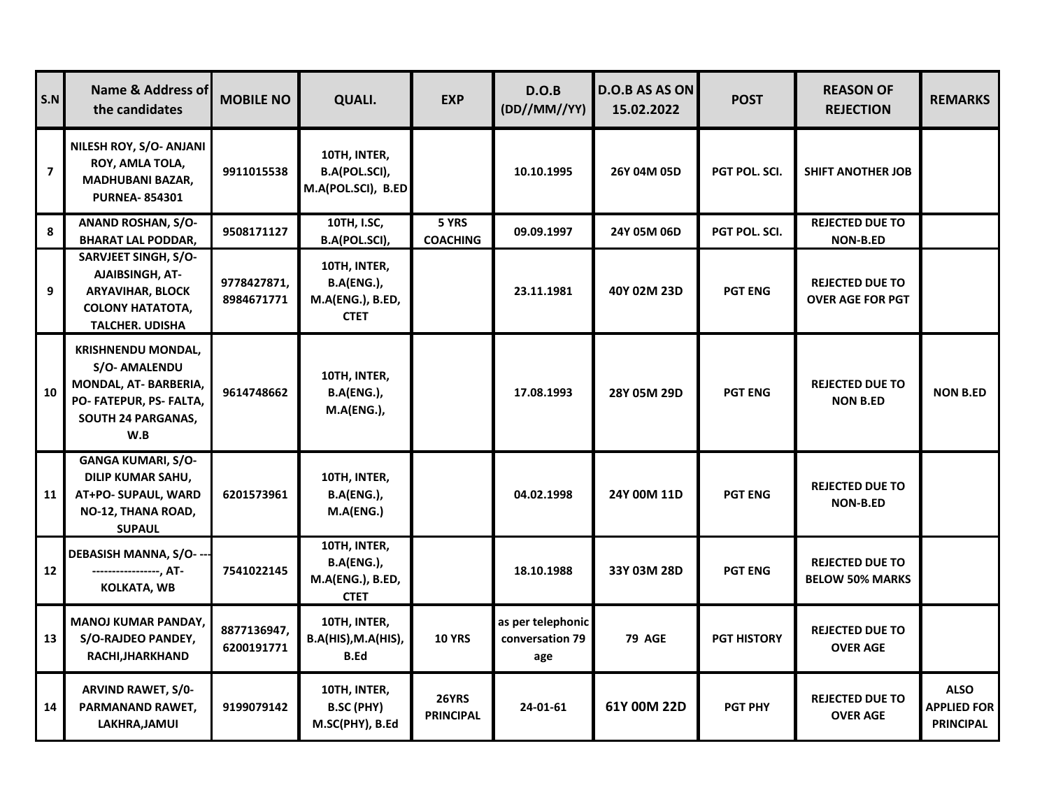| S.N | Name & Address of the candidates | MOBILE NO | QUALI. | EXP | D.O.B (DD//MM//YY) | D.O.B AS AS ON 15.02.2022 | POST | REASON OF REJECTION | REMARKS |
|---|---|---|---|---|---|---|---|---|---|
| 7 | NILESH ROY, S/O- ANJANI ROY, AMLA TOLA, MADHUBANI BAZAR, PURNEA- 854301 | 9911015538 | 10TH, INTER, B.A(POL.SCI), M.A(POL.SCI), B.ED | | 10.10.1995 | 26Y 04M 05D | PGT POL. SCI. | SHIFT ANOTHER JOB | |
| 8 | ANAND ROSHAN, S/O- BHARAT LAL PODDAR, | 9508171127 | 10TH, I.SC, B.A(POL.SCI), | 5 YRS COACHING | 09.09.1997 | 24Y 05M 06D | PGT POL. SCI. | REJECTED DUE TO NON-B.ED | |
| 9 | SARVJEET SINGH, S/O- AJAIBSINGH, AT- ARYAVIHAR, BLOCK COLONY HATATOTA, TALCHER. UDISHA | 9778427871, 8984671771 | 10TH, INTER, B.A(ENG.), M.A(ENG.), B.ED, CTET | | 23.11.1981 | 40Y 02M 23D | PGT ENG | REJECTED DUE TO OVER AGE FOR PGT | |
| 10 | KRISHNENDU MONDAL, S/O- AMALENDU MONDAL, AT- BARBERIA, PO- FATEPUR, PS- FALTA, SOUTH 24 PARGANAS, W.B | 9614748662 | 10TH, INTER, B.A(ENG.), M.A(ENG.), | | 17.08.1993 | 28Y 05M 29D | PGT ENG | REJECTED DUE TO NON B.ED | NON B.ED |
| 11 | GANGA KUMARI, S/O- DILIP KUMAR SAHU, AT+PO- SUPAUL, WARD NO-12, THANA ROAD, SUPAUL | 6201573961 | 10TH, INTER, B.A(ENG.), M.A(ENG.) | | 04.02.1998 | 24Y 00M 11D | PGT ENG | REJECTED DUE TO NON-B.ED | |
| 12 | DEBASISH MANNA, S/O- -------------------, AT- KOLKATA, WB | 7541022145 | 10TH, INTER, B.A(ENG.), M.A(ENG.), B.ED, CTET | | 18.10.1988 | 33Y 03M 28D | PGT ENG | REJECTED DUE TO BELOW 50% MARKS | |
| 13 | MANOJ KUMAR PANDAY, S/O-RAJDEO PANDEY, RACHI,JHARKHAND | 8877136947, 6200191771 | 10TH, INTER, B.A(HIS),M.A(HIS), B.Ed | 10 YRS | as per telephonic conversation 79 age | 79 AGE | PGT HISTORY | REJECTED DUE TO OVER AGE | |
| 14 | ARVIND RAWET, S/0- PARMANAND RAWET, LAKHRA,JAMUI | 9199079142 | 10TH, INTER, B.SC (PHY) M.SC(PHY), B.Ed | 26YRS PRINCIPAL | 24-01-61 | 61Y 00M 22D | PGT PHY | REJECTED DUE TO OVER AGE | ALSO APPLIED FOR PRINCIPAL |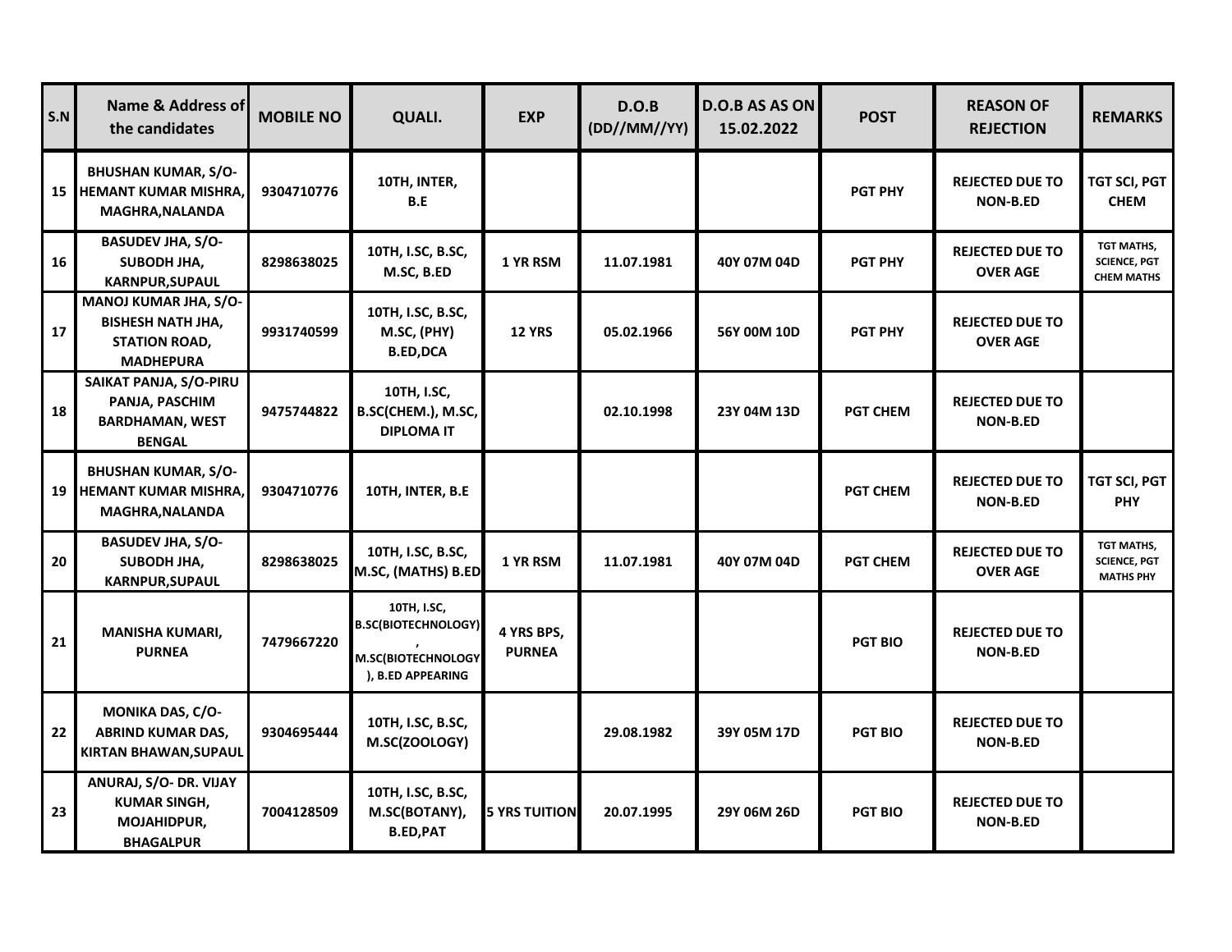| S.N | Name & Address of the candidates | MOBILE NO | QUALI. | EXP | D.O.B (DD//MM//YY) | D.O.B AS AS ON 15.02.2022 | POST | REASON OF REJECTION | REMARKS |
|---|---|---|---|---|---|---|---|---|---|
| 15 | BHUSHAN KUMAR, S/O-HEMANT KUMAR MISHRA, MAGHRA,NALANDA | 9304710776 | 10TH, INTER, B.E | | | | PGT PHY | REJECTED DUE TO NON-B.ED | TGT SCI, PGT CHEM |
| 16 | BASUDEV JHA, S/O-SUBODH JHA, KARNPUR,SUPAUL | 8298638025 | 10TH, I.SC, B.SC, M.SC, B.ED | 1 YR RSM | 11.07.1981 | 40Y 07M 04D | PGT PHY | REJECTED DUE TO OVER AGE | TGT MATHS, SCIENCE, PGT CHEM MATHS |
| 17 | MANOJ KUMAR JHA, S/O-BISHESH NATH JHA, STATION ROAD, MADHEPURA | 9931740599 | 10TH, I.SC, B.SC, M.SC, (PHY) B.ED,DCA | 12 YRS | 05.02.1966 | 56Y 00M 10D | PGT PHY | REJECTED DUE TO OVER AGE | |
| 18 | SAIKAT PANJA, S/O-PIRU PANJA, PASCHIM BARDHAMAN, WEST BENGAL | 9475744822 | 10TH, I.SC, B.SC(CHEM.), M.SC, DIPLOMA IT | | 02.10.1998 | 23Y 04M 13D | PGT CHEM | REJECTED DUE TO NON-B.ED | |
| 19 | BHUSHAN KUMAR, S/O-HEMANT KUMAR MISHRA, MAGHRA,NALANDA | 9304710776 | 10TH, INTER, B.E | | | | PGT CHEM | REJECTED DUE TO NON-B.ED | TGT SCI, PGT PHY |
| 20 | BASUDEV JHA, S/O-SUBODH JHA, KARNPUR,SUPAUL | 8298638025 | 10TH, I.SC, B.SC, M.SC, (MATHS) B.ED | 1 YR RSM | 11.07.1981 | 40Y 07M 04D | PGT CHEM | REJECTED DUE TO OVER AGE | TGT MATHS, SCIENCE, PGT MATHS PHY |
| 21 | MANISHA KUMARI, PURNEA | 7479667220 | 10TH, I.SC, B.SC(BIOTECHNOLOGY), M.SC(BIOTECHNOLOGY), B.ED APPEARING | 4 YRS BPS, PURNEA | | | PGT BIO | REJECTED DUE TO NON-B.ED | |
| 22 | MONIKA DAS, C/O-ABRIND KUMAR DAS, KIRTAN BHAWAN,SUPAUL | 9304695444 | 10TH, I.SC, B.SC, M.SC(ZOOLOGY) | | 29.08.1982 | 39Y 05M 17D | PGT BIO | REJECTED DUE TO NON-B.ED | |
| 23 | ANURAJ, S/O- DR. VIJAY KUMAR SINGH, MOJAHIDPUR, BHAGALPUR | 7004128509 | 10TH, I.SC, B.SC, M.SC(BOTANY), B.ED,PAT | 5 YRS TUITION | 20.07.1995 | 29Y 06M 26D | PGT BIO | REJECTED DUE TO NON-B.ED | |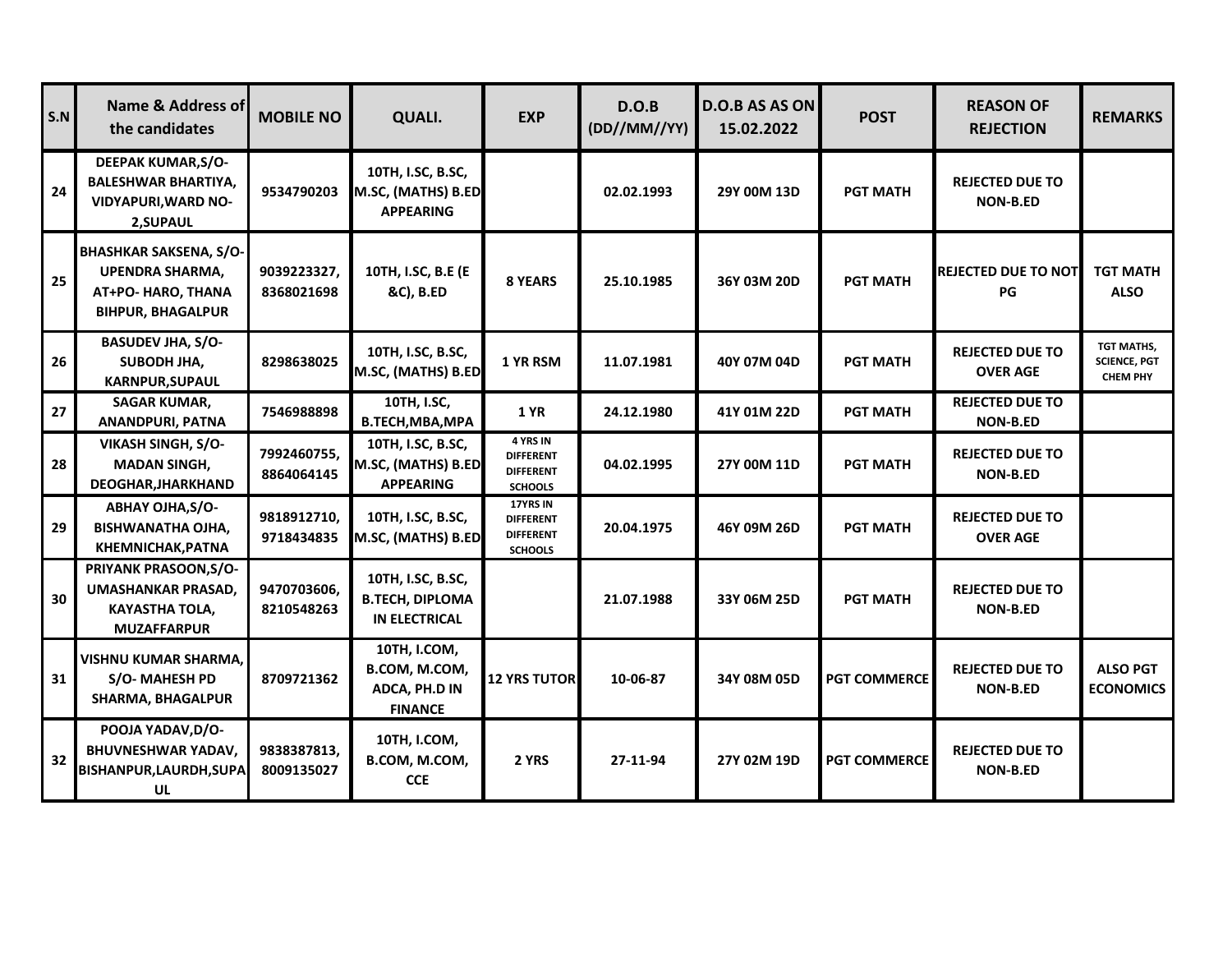| S.N | Name & Address of the candidates | MOBILE NO | QUALI. | EXP | D.O.B (DD//MM//YY) | D.O.B AS AS ON 15.02.2022 | POST | REASON OF REJECTION | REMARKS |
|---|---|---|---|---|---|---|---|---|---|
| 24 | DEEPAK KUMAR,S/O- BALESHWAR BHARTIYA, VIDYAPURI,WARD NO-2,SUPAUL | 9534790203 | 10TH, I.SC, B.SC, M.SC, (MATHS) B.ED APPEARING | | 02.02.1993 | 29Y 00M 13D | PGT MATH | REJECTED DUE TO NON-B.ED | |
| 25 | BHASHKAR SAKSENA, S/O-UPENDRA SHARMA, AT+PO- HARO, THANA BIHPUR, BHAGALPUR | 9039223327, 8368021698 | 10TH, I.SC, B.E (E &C), B.ED | 8 YEARS | 25.10.1985 | 36Y 03M 20D | PGT MATH | REJECTED DUE TO NOT PG | TGT MATH ALSO |
| 26 | BASUDEV JHA, S/O- SUBODH JHA, KARNPUR,SUPAUL | 8298638025 | 10TH, I.SC, B.SC, M.SC, (MATHS) B.ED | 1 YR RSM | 11.07.1981 | 40Y 07M 04D | PGT MATH | REJECTED DUE TO OVER AGE | TGT MATHS, SCIENCE, PGT CHEM PHY |
| 27 | SAGAR KUMAR, ANANDPURI, PATNA | 7546988898 | 10TH, I.SC, B.TECH,MBA,MPA | 1 YR | 24.12.1980 | 41Y 01M 22D | PGT MATH | REJECTED DUE TO NON-B.ED | |
| 28 | VIKASH SINGH, S/O- MADAN SINGH, DEOGHAR,JHARKHAND | 7992460755, 8864064145 | 10TH, I.SC, B.SC, M.SC, (MATHS) B.ED APPEARING | 4 YRS IN DIFFERENT DIFFERENT SCHOOLS | 04.02.1995 | 27Y 00M 11D | PGT MATH | REJECTED DUE TO NON-B.ED | |
| 29 | ABHAY OJHA,S/O- BISHWANATHA OJHA, KHEMNICHAK,PATNA | 9818912710, 9718434835 | 10TH, I.SC, B.SC, M.SC, (MATHS) B.ED | 17YRS IN DIFFERENT DIFFERENT SCHOOLS | 20.04.1975 | 46Y 09M 26D | PGT MATH | REJECTED DUE TO OVER AGE | |
| 30 | PRIYANK PRASOON,S/O- UMASHANKAR PRASAD, KAYASTHA TOLA, MUZAFFARPUR | 9470703606, 8210548263 | 10TH, I.SC, B.SC, B.TECH, DIPLOMA IN ELECTRICAL | | 21.07.1988 | 33Y 06M 25D | PGT MATH | REJECTED DUE TO NON-B.ED | |
| 31 | VISHNU KUMAR SHARMA, S/O- MAHESH PD SHARMA, BHAGALPUR | 8709721362 | 10TH, I.COM, B.COM, M.COM, ADCA, PH.D IN FINANCE | 12 YRS TUTOR | 10-06-87 | 34Y 08M 05D | PGT COMMERCE | REJECTED DUE TO NON-B.ED | ALSO PGT ECONOMICS |
| 32 | POOJA YADAV,D/O- BHUVNESHWAR YADAV, BISHANPUR,LAURDH,SUPAUL | 9838387813, 8009135027 | 10TH, I.COM, B.COM, M.COM, CCE | 2 YRS | 27-11-94 | 27Y 02M 19D | PGT COMMERCE | REJECTED DUE TO NON-B.ED | |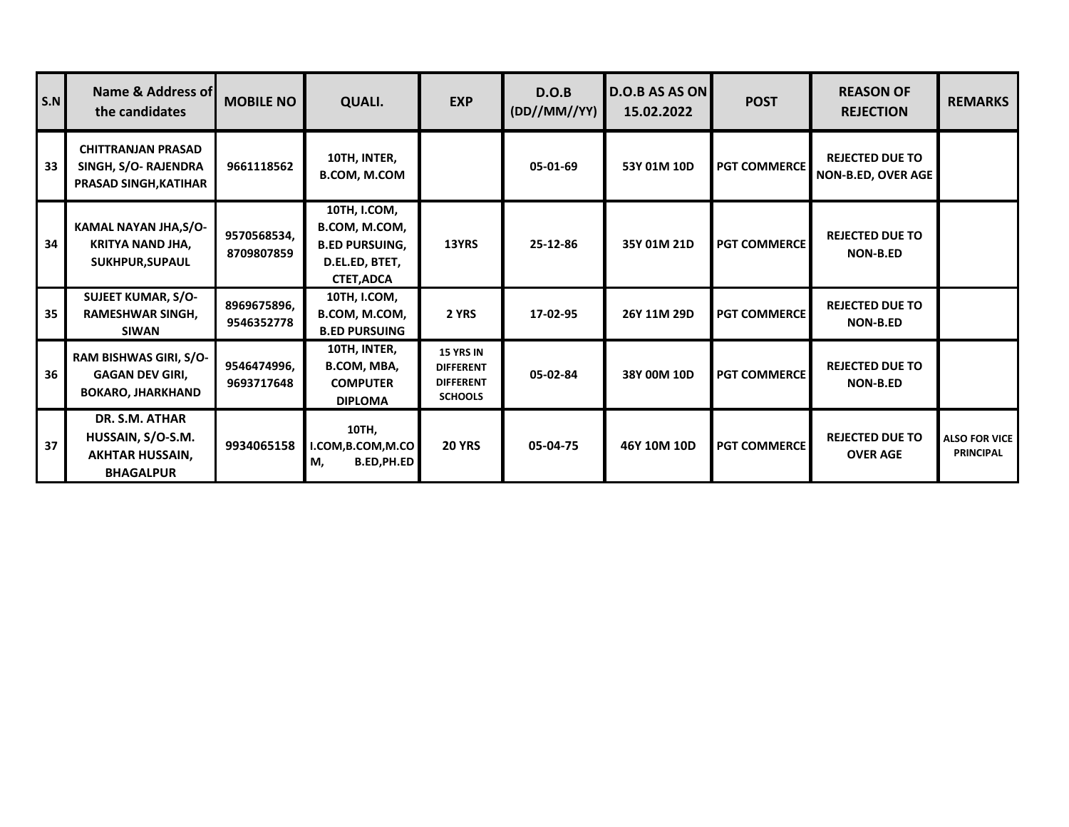| S.N | Name & Address of the candidates | MOBILE NO | QUALI. | EXP | D.O.B (DD//MM//YY) | D.O.B AS AS ON 15.02.2022 | POST | REASON OF REJECTION | REMARKS |
|---|---|---|---|---|---|---|---|---|---|
| 33 | CHITTRANJAN PRASAD SINGH, S/O- RAJENDRA PRASAD SINGH,KATIHAR | 9661118562 | 10TH, INTER, B.COM, M.COM | | 05-01-69 | 53Y 01M 10D | PGT COMMERCE | REJECTED DUE TO NON-B.ED, OVER AGE | |
| 34 | KAMAL NAYAN JHA,S/O-KRITYA NAND JHA, SUKHPUR,SUPAUL | 9570568534, 8709807859 | 10TH, I.COM, B.COM, M.COM, B.ED PURSUING, D.EL.ED, BTET, CTET,ADCA | 13YRS | 25-12-86 | 35Y 01M 21D | PGT COMMERCE | REJECTED DUE TO NON-B.ED | |
| 35 | SUJEET KUMAR, S/O-RAMESHWAR SINGH, SIWAN | 8969675896, 9546352778 | 10TH, I.COM, B.COM, M.COM, B.ED PURSUING | 2 YRS | 17-02-95 | 26Y 11M 29D | PGT COMMERCE | REJECTED DUE TO NON-B.ED | |
| 36 | RAM BISHWAS GIRI, S/O-GAGAN DEV GIRI, BOKARO, JHARKHAND | 9546474996, 9693717648 | 10TH, INTER, B.COM, MBA, COMPUTER DIPLOMA | 15 YRS IN DIFFERENT DIFFERENT SCHOOLS | 05-02-84 | 38Y 00M 10D | PGT COMMERCE | REJECTED DUE TO NON-B.ED | |
| 37 | DR. S.M. ATHAR HUSSAIN, S/O-S.M. AKHTAR HUSSAIN, BHAGALPUR | 9934065158 | 10TH, I.COM,B.COM,M.COM, B.ED,PH.ED | 20 YRS | 05-04-75 | 46Y 10M 10D | PGT COMMERCE | REJECTED DUE TO OVER AGE | ALSO FOR VICE PRINCIPAL |